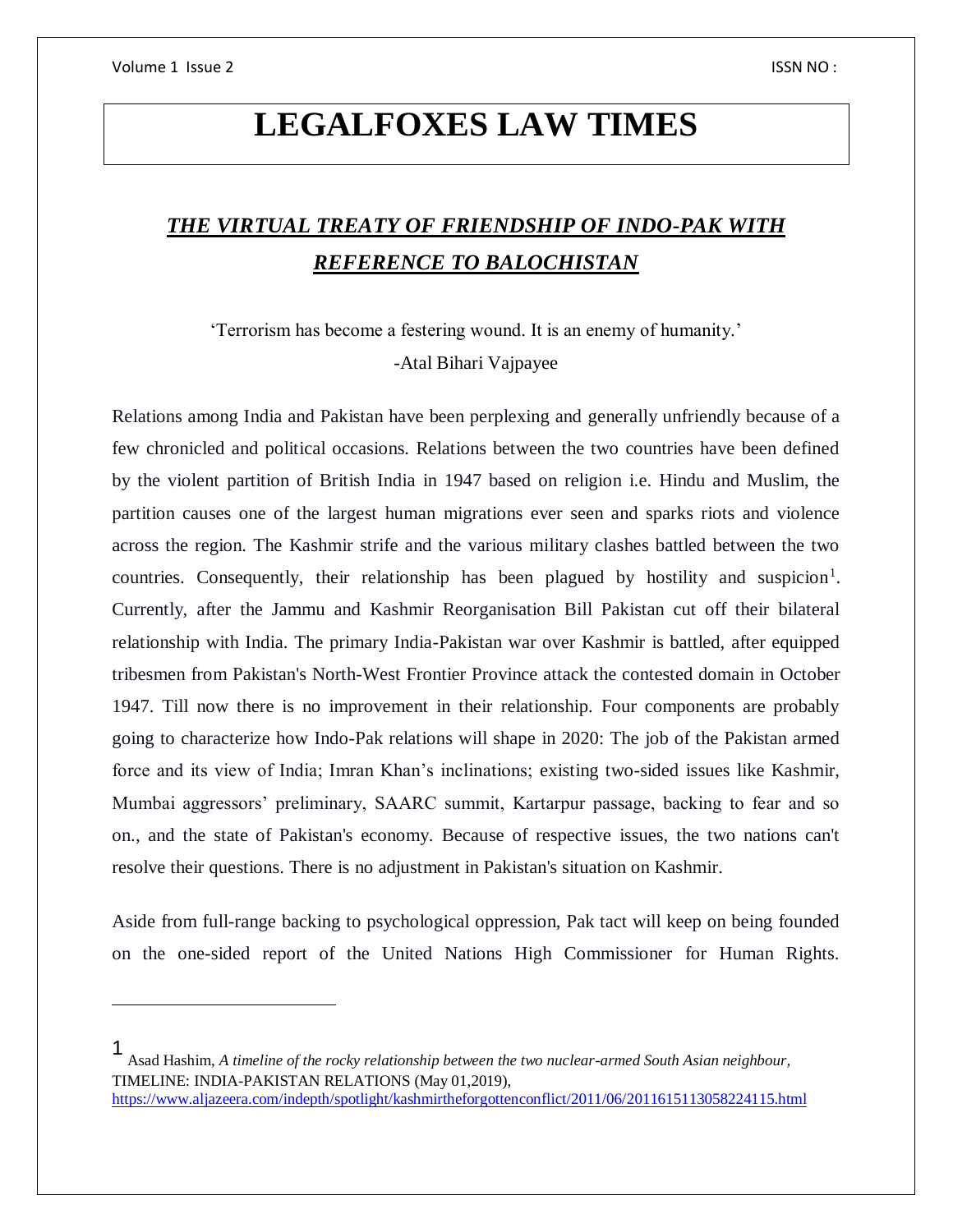# LEGALFOXES LAW TIMES

## ***THE VIRTUAL TREATY OF FRIENDSHIP OF INDO-PAK WITH REFERENCE TO BALOCHISTAN***

'Terrorism has become a festering wound. It is an enemy of humanity.'

-Atal Bihari Vajpayee

Relations among India and Pakistan have been perplexing and generally unfriendly because of a few chronicled and political occasions. Relations between the two countries have been defined by the violent partition of British India in 1947 based on religion i.e. Hindu and Muslim, the partition causes one of the largest human migrations ever seen and sparks riots and violence across the region. The Kashmir strife and the various military clashes battled between the two countries. Consequently, their relationship has been plagued by hostility and suspicion[1]. Currently, after the Jammu and Kashmir Reorganisation Bill Pakistan cut off their bilateral relationship with India. The primary India-Pakistan war over Kashmir is battled, after equipped tribesmen from Pakistan's North-West Frontier Province attack the contested domain in October 1947. Till now there is no improvement in their relationship. Four components are probably going to characterize how Indo-Pak relations will shape in 2020: The job of the Pakistan armed force and its view of India; Imran Khan's inclinations; existing two-sided issues like Kashmir, Mumbai aggressors' preliminary, SAARC summit, Kartarpur passage, backing to fear and so on., and the state of Pakistan's economy. Because of respective issues, the two nations can't resolve their questions. There is no adjustment in Pakistan's situation on Kashmir.

Aside from full-range backing to psychological oppression, Pak tact will keep on being founded on the one-sided report of the United Nations High Commissioner for Human Rights.

---

[1] Asad Hashim, *A timeline of the rocky relationship between the two nuclear-armed South Asian neighbour,* TIMELINE: INDIA-PAKISTAN RELATIONS (May 01,2019), https://www.aljazeera.com/indepth/spotlight/kashmirtheforgottenconflict/2011/06/2011615113058224115.html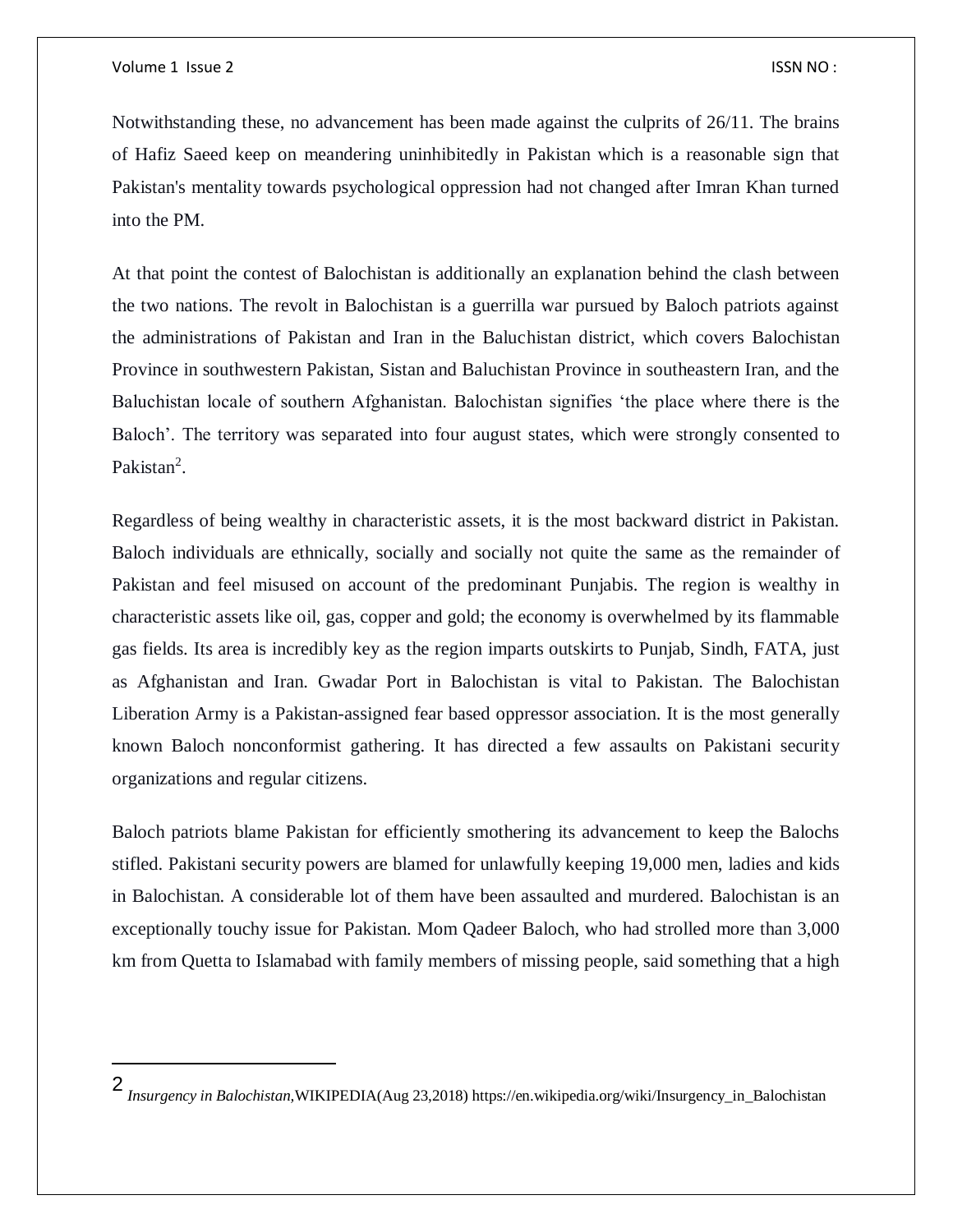Notwithstanding these, no advancement has been made against the culprits of 26/11. The brains of Hafiz Saeed keep on meandering uninhibitedly in Pakistan which is a reasonable sign that Pakistan's mentality towards psychological oppression had not changed after Imran Khan turned into the PM.

At that point the contest of Balochistan is additionally an explanation behind the clash between the two nations. The revolt in Balochistan is a guerrilla war pursued by Baloch patriots against the administrations of Pakistan and Iran in the Baluchistan district, which covers Balochistan Province in southwestern Pakistan, Sistan and Baluchistan Province in southeastern Iran, and the Baluchistan locale of southern Afghanistan. Balochistan signifies 'the place where there is the Baloch'. The territory was separated into four august states, which were strongly consented to Pakistan[2].

Regardless of being wealthy in characteristic assets, it is the most backward district in Pakistan. Baloch individuals are ethnically, socially and socially not quite the same as the remainder of Pakistan and feel misused on account of the predominant Punjabis. The region is wealthy in characteristic assets like oil, gas, copper and gold; the economy is overwhelmed by its flammable gas fields. Its area is incredibly key as the region imparts outskirts to Punjab, Sindh, FATA, just as Afghanistan and Iran. Gwadar Port in Balochistan is vital to Pakistan. The Balochistan Liberation Army is a Pakistan-assigned fear based oppressor association. It is the most generally known Baloch nonconformist gathering. It has directed a few assaults on Pakistani security organizations and regular citizens.

Baloch patriots blame Pakistan for efficiently smothering its advancement to keep the Balochs stifled. Pakistani security powers are blamed for unlawfully keeping 19,000 men, ladies and kids in Balochistan. A considerable lot of them have been assaulted and murdered. Balochistan is an exceptionally touchy issue for Pakistan. Mom Qadeer Baloch, who had strolled more than 3,000 km from Quetta to Islamabad with family members of missing people, said something that a high

---

2 *Insurgency in Balochistan,*WIKIPEDIA(Aug 23,2018) https://en.wikipedia.org/wiki/Insurgency_in_Balochistan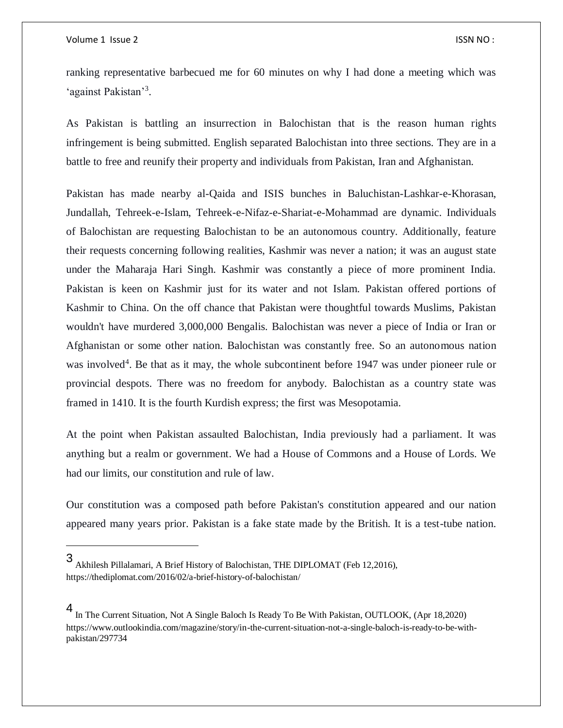ranking representative barbecued me for 60 minutes on why I had done a meeting which was 'against Pakistan'[3].

As Pakistan is battling an insurrection in Balochistan that is the reason human rights infringement is being submitted. English separated Balochistan into three sections. They are in a battle to free and reunify their property and individuals from Pakistan, Iran and Afghanistan.

Pakistan has made nearby al-Qaida and ISIS bunches in Baluchistan-Lashkar-e-Khorasan, Jundallah, Tehreek-e-Islam, Tehreek-e-Nifaz-e-Shariat-e-Mohammad are dynamic. Individuals of Balochistan are requesting Balochistan to be an autonomous country. Additionally, feature their requests concerning following realities, Kashmir was never a nation; it was an august state under the Maharaja Hari Singh. Kashmir was constantly a piece of more prominent India. Pakistan is keen on Kashmir just for its water and not Islam. Pakistan offered portions of Kashmir to China. On the off chance that Pakistan were thoughtful towards Muslims, Pakistan wouldn't have murdered 3,000,000 Bengalis. Balochistan was never a piece of India or Iran or Afghanistan or some other nation. Balochistan was constantly free. So an autonomous nation was involved[4]. Be that as it may, the whole subcontinent before 1947 was under pioneer rule or provincial despots. There was no freedom for anybody. Balochistan as a country state was framed in 1410. It is the fourth Kurdish express; the first was Mesopotamia.

At the point when Pakistan assaulted Balochistan, India previously had a parliament. It was anything but a realm or government. We had a House of Commons and a House of Lords. We had our limits, our constitution and rule of law.

Our constitution was a composed path before Pakistan's constitution appeared and our nation appeared many years prior. Pakistan is a fake state made by the British. It is a test-tube nation.

---

3 Akhilesh Pillalamari, A Brief History of Balochistan, THE DIPLOMAT (Feb 12,2016), https://thediplomat.com/2016/02/a-brief-history-of-balochistan/

4 In The Current Situation, Not A Single Baloch Is Ready To Be With Pakistan, OUTLOOK, (Apr 18,2020) https://www.outlookindia.com/magazine/story/in-the-current-situation-not-a-single-baloch-is-ready-to-be-with-pakistan/297734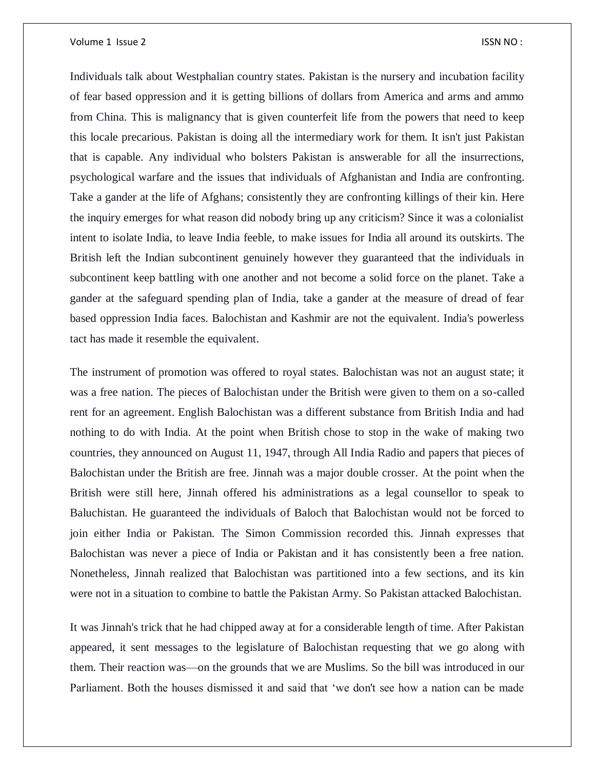Individuals talk about Westphalian country states. Pakistan is the nursery and incubation facility of fear based oppression and it is getting billions of dollars from America and arms and ammo from China. This is malignancy that is given counterfeit life from the powers that need to keep this locale precarious. Pakistan is doing all the intermediary work for them. It isn't just Pakistan that is capable. Any individual who bolsters Pakistan is answerable for all the insurrections, psychological warfare and the issues that individuals of Afghanistan and India are confronting. Take a gander at the life of Afghans; consistently they are confronting killings of their kin. Here the inquiry emerges for what reason did nobody bring up any criticism? Since it was a colonialist intent to isolate India, to leave India feeble, to make issues for India all around its outskirts. The British left the Indian subcontinent genuinely however they guaranteed that the individuals in subcontinent keep battling with one another and not become a solid force on the planet. Take a gander at the safeguard spending plan of India, take a gander at the measure of dread of fear based oppression India faces. Balochistan and Kashmir are not the equivalent. India's powerless tact has made it resemble the equivalent.

The instrument of promotion was offered to royal states. Balochistan was not an august state; it was a free nation. The pieces of Balochistan under the British were given to them on a so-called rent for an agreement. English Balochistan was a different substance from British India and had nothing to do with India. At the point when British chose to stop in the wake of making two countries, they announced on August 11, 1947, through All India Radio and papers that pieces of Balochistan under the British are free. Jinnah was a major double crosser. At the point when the British were still here, Jinnah offered his administrations as a legal counsellor to speak to Baluchistan. He guaranteed the individuals of Baloch that Balochistan would not be forced to join either India or Pakistan. The Simon Commission recorded this. Jinnah expresses that Balochistan was never a piece of India or Pakistan and it has consistently been a free nation. Nonetheless, Jinnah realized that Balochistan was partitioned into a few sections, and its kin were not in a situation to combine to battle the Pakistan Army. So Pakistan attacked Balochistan.

It was Jinnah's trick that he had chipped away at for a considerable length of time. After Pakistan appeared, it sent messages to the legislature of Balochistan requesting that we go along with them. Their reaction was—on the grounds that we are Muslims. So the bill was introduced in our Parliament. Both the houses dismissed it and said that 'we don't see how a nation can be made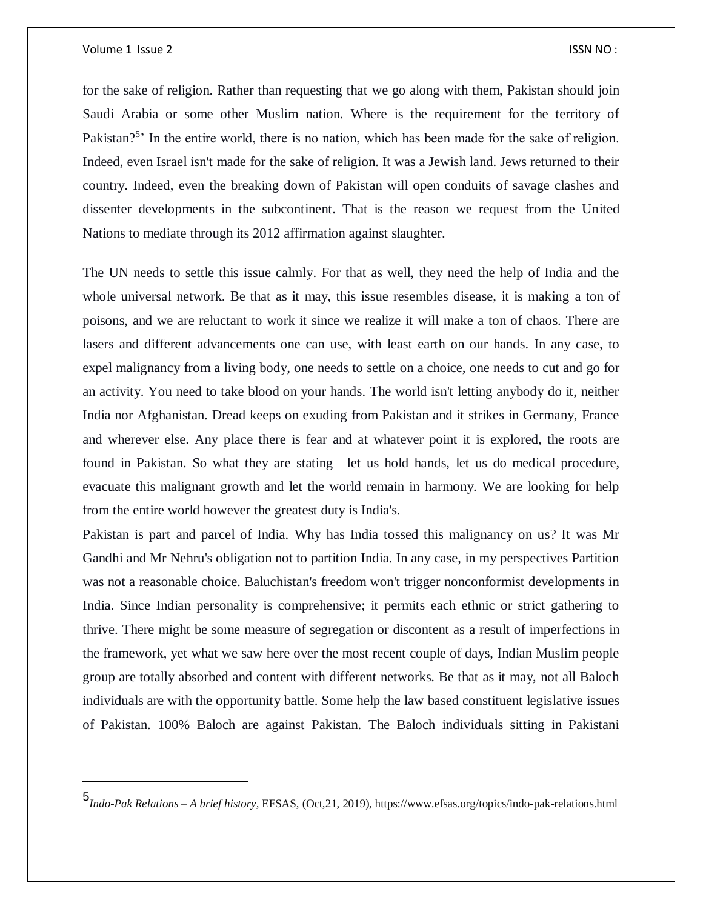for the sake of religion. Rather than requesting that we go along with them, Pakistan should join Saudi Arabia or some other Muslim nation. Where is the requirement for the territory of Pakistan?[5]' In the entire world, there is no nation, which has been made for the sake of religion. Indeed, even Israel isn't made for the sake of religion. It was a Jewish land. Jews returned to their country. Indeed, even the breaking down of Pakistan will open conduits of savage clashes and dissenter developments in the subcontinent. That is the reason we request from the United Nations to mediate through its 2012 affirmation against slaughter.

The UN needs to settle this issue calmly. For that as well, they need the help of India and the whole universal network. Be that as it may, this issue resembles disease, it is making a ton of poisons, and we are reluctant to work it since we realize it will make a ton of chaos. There are lasers and different advancements one can use, with least earth on our hands. In any case, to expel malignancy from a living body, one needs to settle on a choice, one needs to cut and go for an activity. You need to take blood on your hands. The world isn't letting anybody do it, neither India nor Afghanistan. Dread keeps on exuding from Pakistan and it strikes in Germany, France and wherever else. Any place there is fear and at whatever point it is explored, the roots are found in Pakistan. So what they are stating—let us hold hands, let us do medical procedure, evacuate this malignant growth and let the world remain in harmony. We are looking for help from the entire world however the greatest duty is India's.

Pakistan is part and parcel of India. Why has India tossed this malignancy on us? It was Mr Gandhi and Mr Nehru's obligation not to partition India. In any case, in my perspectives Partition was not a reasonable choice. Baluchistan's freedom won't trigger nonconformist developments in India. Since Indian personality is comprehensive; it permits each ethnic or strict gathering to thrive. There might be some measure of segregation or discontent as a result of imperfections in the framework, yet what we saw here over the most recent couple of days, Indian Muslim people group are totally absorbed and content with different networks. Be that as it may, not all Baloch individuals are with the opportunity battle. Some help the law based constituent legislative issues of Pakistan. 100% Baloch are against Pakistan. The Baloch individuals sitting in Pakistani

---

[5] *Indo-Pak Relations – A brief history*, EFSAS, (Oct,21, 2019), https://www.efsas.org/topics/indo-pak-relations.html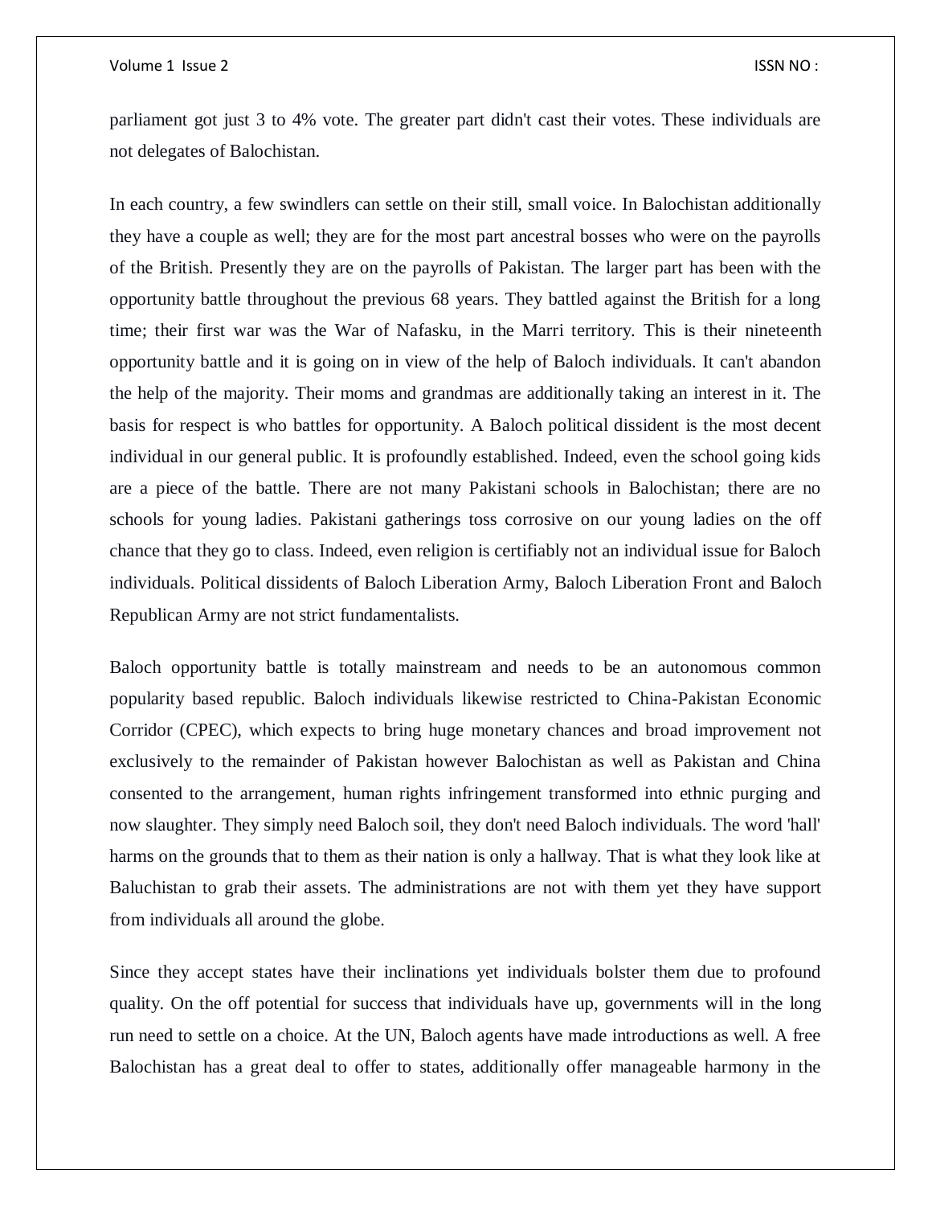parliament got just 3 to 4% vote. The greater part didn't cast their votes. These individuals are not delegates of Balochistan.

In each country, a few swindlers can settle on their still, small voice. In Balochistan additionally they have a couple as well; they are for the most part ancestral bosses who were on the payrolls of the British. Presently they are on the payrolls of Pakistan. The larger part has been with the opportunity battle throughout the previous 68 years. They battled against the British for a long time; their first war was the War of Nafasku, in the Marri territory. This is their nineteenth opportunity battle and it is going on in view of the help of Baloch individuals. It can't abandon the help of the majority. Their moms and grandmas are additionally taking an interest in it. The basis for respect is who battles for opportunity. A Baloch political dissident is the most decent individual in our general public. It is profoundly established. Indeed, even the school going kids are a piece of the battle. There are not many Pakistani schools in Balochistan; there are no schools for young ladies. Pakistani gatherings toss corrosive on our young ladies on the off chance that they go to class. Indeed, even religion is certifiably not an individual issue for Baloch individuals. Political dissidents of Baloch Liberation Army, Baloch Liberation Front and Baloch Republican Army are not strict fundamentalists.

Baloch opportunity battle is totally mainstream and needs to be an autonomous common popularity based republic. Baloch individuals likewise restricted to China-Pakistan Economic Corridor (CPEC), which expects to bring huge monetary chances and broad improvement not exclusively to the remainder of Pakistan however Balochistan as well as Pakistan and China consented to the arrangement, human rights infringement transformed into ethnic purging and now slaughter. They simply need Baloch soil, they don't need Baloch individuals. The word 'hall' harms on the grounds that to them as their nation is only a hallway. That is what they look like at Baluchistan to grab their assets. The administrations are not with them yet they have support from individuals all around the globe.

Since they accept states have their inclinations yet individuals bolster them due to profound quality. On the off potential for success that individuals have up, governments will in the long run need to settle on a choice. At the UN, Baloch agents have made introductions as well. A free Balochistan has a great deal to offer to states, additionally offer manageable harmony in the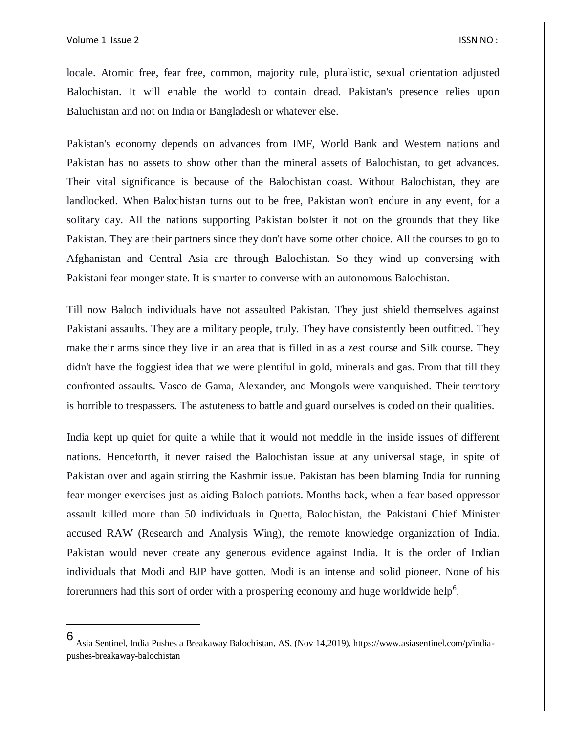locale. Atomic free, fear free, common, majority rule, pluralistic, sexual orientation adjusted Balochistan. It will enable the world to contain dread. Pakistan's presence relies upon Baluchistan and not on India or Bangladesh or whatever else.

Pakistan's economy depends on advances from IMF, World Bank and Western nations and Pakistan has no assets to show other than the mineral assets of Balochistan, to get advances. Their vital significance is because of the Balochistan coast. Without Balochistan, they are landlocked. When Balochistan turns out to be free, Pakistan won't endure in any event, for a solitary day. All the nations supporting Pakistan bolster it not on the grounds that they like Pakistan. They are their partners since they don't have some other choice. All the courses to go to Afghanistan and Central Asia are through Balochistan. So they wind up conversing with Pakistani fear monger state. It is smarter to converse with an autonomous Balochistan.

Till now Baloch individuals have not assaulted Pakistan. They just shield themselves against Pakistani assaults. They are a military people, truly. They have consistently been outfitted. They make their arms since they live in an area that is filled in as a zest course and Silk course. They didn't have the foggiest idea that we were plentiful in gold, minerals and gas. From that till they confronted assaults. Vasco de Gama, Alexander, and Mongols were vanquished. Their territory is horrible to trespassers. The astuteness to battle and guard ourselves is coded on their qualities.

India kept up quiet for quite a while that it would not meddle in the inside issues of different nations. Henceforth, it never raised the Balochistan issue at any universal stage, in spite of Pakistan over and again stirring the Kashmir issue. Pakistan has been blaming India for running fear monger exercises just as aiding Baloch patriots. Months back, when a fear based oppressor assault killed more than 50 individuals in Quetta, Balochistan, the Pakistani Chief Minister accused RAW (Research and Analysis Wing), the remote knowledge organization of India. Pakistan would never create any generous evidence against India. It is the order of Indian individuals that Modi and BJP have gotten. Modi is an intense and solid pioneer. None of his forerunners had this sort of order with a prospering economy and huge worldwide help[6].

---

[6] Asia Sentinel, India Pushes a Breakaway Balochistan, AS, (Nov 14,2019), https://www.asiasentinel.com/p/india-pushes-breakaway-balochistan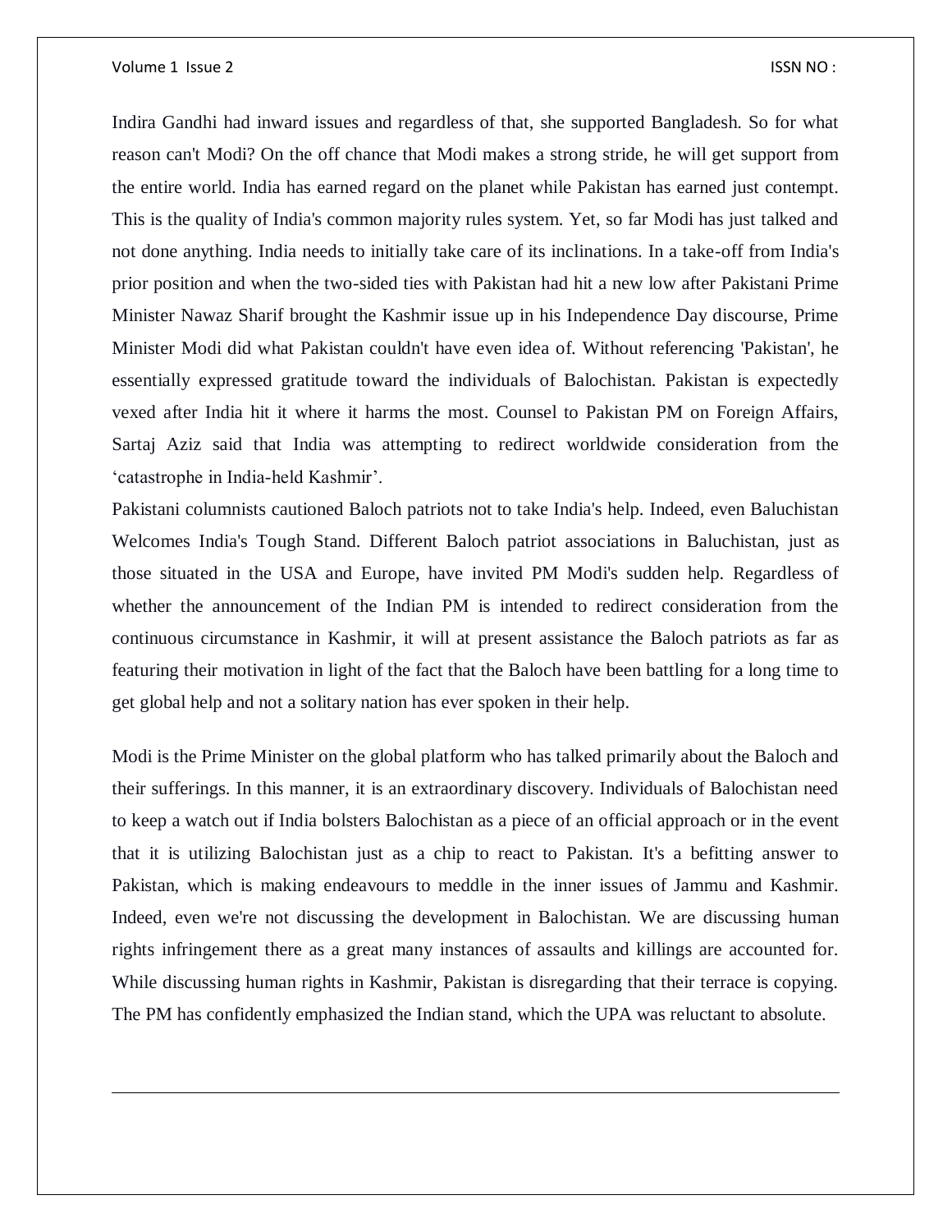Indira Gandhi had inward issues and regardless of that, she supported Bangladesh. So for what reason can't Modi? On the off chance that Modi makes a strong stride, he will get support from the entire world. India has earned regard on the planet while Pakistan has earned just contempt. This is the quality of India's common majority rules system. Yet, so far Modi has just talked and not done anything. India needs to initially take care of its inclinations. In a take-off from India's prior position and when the two-sided ties with Pakistan had hit a new low after Pakistani Prime Minister Nawaz Sharif brought the Kashmir issue up in his Independence Day discourse, Prime Minister Modi did what Pakistan couldn't have even idea of. Without referencing 'Pakistan', he essentially expressed gratitude toward the individuals of Balochistan. Pakistan is expectedly vexed after India hit it where it harms the most. Counsel to Pakistan PM on Foreign Affairs, Sartaj Aziz said that India was attempting to redirect worldwide consideration from the 'catastrophe in India-held Kashmir'.

Pakistani columnists cautioned Baloch patriots not to take India's help. Indeed, even Baluchistan Welcomes India's Tough Stand. Different Baloch patriot associations in Baluchistan, just as those situated in the USA and Europe, have invited PM Modi's sudden help. Regardless of whether the announcement of the Indian PM is intended to redirect consideration from the continuous circumstance in Kashmir, it will at present assistance the Baloch patriots as far as featuring their motivation in light of the fact that the Baloch have been battling for a long time to get global help and not a solitary nation has ever spoken in their help.

Modi is the Prime Minister on the global platform who has talked primarily about the Baloch and their sufferings. In this manner, it is an extraordinary discovery. Individuals of Balochistan need to keep a watch out if India bolsters Balochistan as a piece of an official approach or in the event that it is utilizing Balochistan just as a chip to react to Pakistan. It's a befitting answer to Pakistan, which is making endeavours to meddle in the inner issues of Jammu and Kashmir. Indeed, even we're not discussing the development in Balochistan. We are discussing human rights infringement there as a great many instances of assaults and killings are accounted for. While discussing human rights in Kashmir, Pakistan is disregarding that their terrace is copying. The PM has confidently emphasized the Indian stand, which the UPA was reluctant to absolute.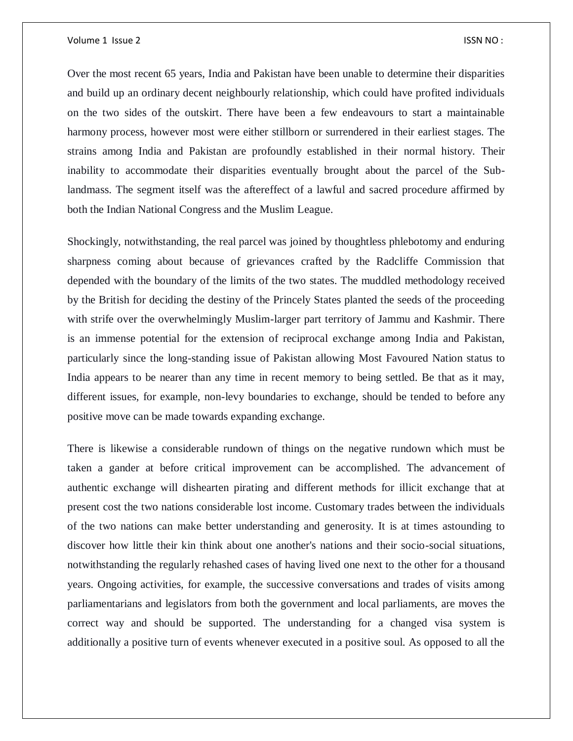Over the most recent 65 years, India and Pakistan have been unable to determine their disparities and build up an ordinary decent neighbourly relationship, which could have profited individuals on the two sides of the outskirt. There have been a few endeavours to start a maintainable harmony process, however most were either stillborn or surrendered in their earliest stages. The strains among India and Pakistan are profoundly established in their normal history. Their inability to accommodate their disparities eventually brought about the parcel of the Sub-landmass. The segment itself was the aftereffect of a lawful and sacred procedure affirmed by both the Indian National Congress and the Muslim League.

Shockingly, notwithstanding, the real parcel was joined by thoughtless phlebotomy and enduring sharpness coming about because of grievances crafted by the Radcliffe Commission that depended with the boundary of the limits of the two states. The muddled methodology received by the British for deciding the destiny of the Princely States planted the seeds of the proceeding with strife over the overwhelmingly Muslim-larger part territory of Jammu and Kashmir. There is an immense potential for the extension of reciprocal exchange among India and Pakistan, particularly since the long-standing issue of Pakistan allowing Most Favoured Nation status to India appears to be nearer than any time in recent memory to being settled. Be that as it may, different issues, for example, non-levy boundaries to exchange, should be tended to before any positive move can be made towards expanding exchange.

There is likewise a considerable rundown of things on the negative rundown which must be taken a gander at before critical improvement can be accomplished. The advancement of authentic exchange will dishearten pirating and different methods for illicit exchange that at present cost the two nations considerable lost income. Customary trades between the individuals of the two nations can make better understanding and generosity. It is at times astounding to discover how little their kin think about one another's nations and their socio-social situations, notwithstanding the regularly rehashed cases of having lived one next to the other for a thousand years. Ongoing activities, for example, the successive conversations and trades of visits among parliamentarians and legislators from both the government and local parliaments, are moves the correct way and should be supported. The understanding for a changed visa system is additionally a positive turn of events whenever executed in a positive soul. As opposed to all the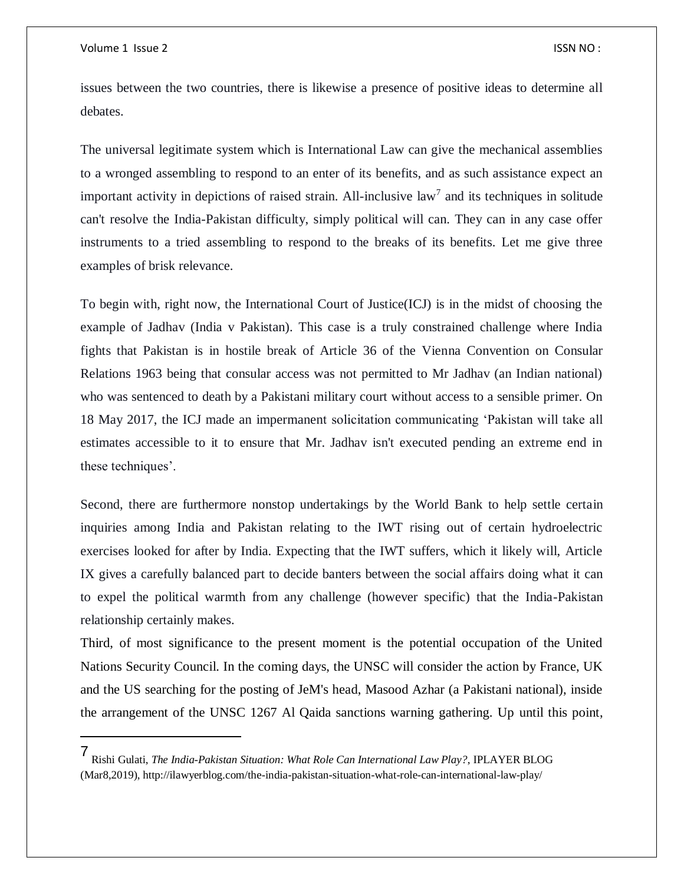issues between the two countries, there is likewise a presence of positive ideas to determine all debates.

The universal legitimate system which is International Law can give the mechanical assemblies to a wronged assembling to respond to an enter of its benefits, and as such assistance expect an important activity in depictions of raised strain. All-inclusive law[7] and its techniques in solitude can't resolve the India-Pakistan difficulty, simply political will can. They can in any case offer instruments to a tried assembling to respond to the breaks of its benefits. Let me give three examples of brisk relevance.

To begin with, right now, the International Court of Justice(ICJ) is in the midst of choosing the example of Jadhav (India v Pakistan). This case is a truly constrained challenge where India fights that Pakistan is in hostile break of Article 36 of the Vienna Convention on Consular Relations 1963 being that consular access was not permitted to Mr Jadhav (an Indian national) who was sentenced to death by a Pakistani military court without access to a sensible primer. On 18 May 2017, the ICJ made an impermanent solicitation communicating 'Pakistan will take all estimates accessible to it to ensure that Mr. Jadhav isn't executed pending an extreme end in these techniques'.

Second, there are furthermore nonstop undertakings by the World Bank to help settle certain inquiries among India and Pakistan relating to the IWT rising out of certain hydroelectric exercises looked for after by India. Expecting that the IWT suffers, which it likely will, Article IX gives a carefully balanced part to decide banters between the social affairs doing what it can to expel the political warmth from any challenge (however specific) that the India-Pakistan relationship certainly makes.

Third, of most significance to the present moment is the potential occupation of the United Nations Security Council. In the coming days, the UNSC will consider the action by France, UK and the US searching for the posting of JeM's head, Masood Azhar (a Pakistani national), inside the arrangement of the UNSC 1267 Al Qaida sanctions warning gathering. Up until this point,

---

[7] Rishi Gulati, *The India-Pakistan Situation: What Role Can International Law Play?*, IPLAYER BLOG (Mar8,2019), http://ilawyerblog.com/the-india-pakistan-situation-what-role-can-international-law-play/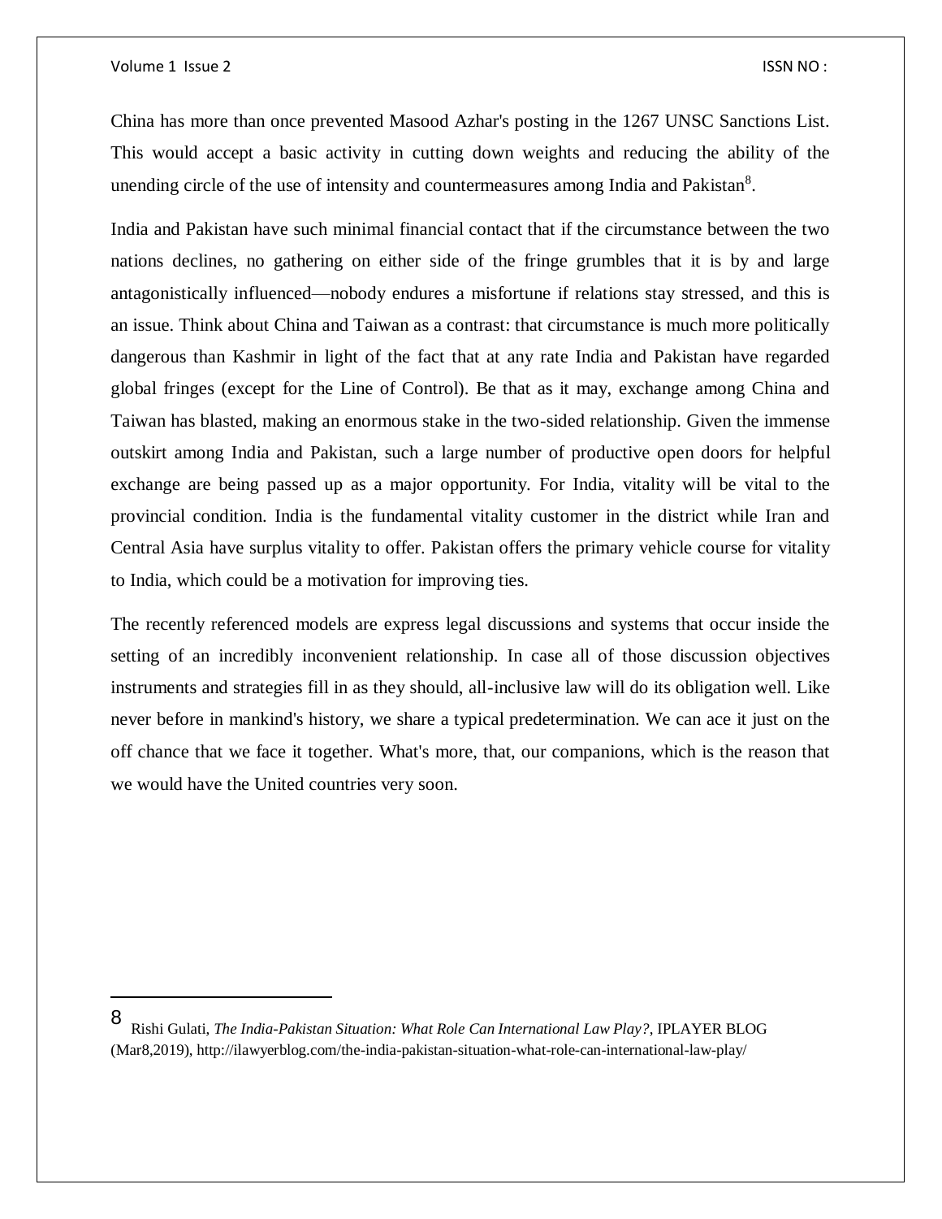China has more than once prevented Masood Azhar's posting in the 1267 UNSC Sanctions List. This would accept a basic activity in cutting down weights and reducing the ability of the unending circle of the use of intensity and countermeasures among India and Pakistan[8].

India and Pakistan have such minimal financial contact that if the circumstance between the two nations declines, no gathering on either side of the fringe grumbles that it is by and large antagonistically influenced—nobody endures a misfortune if relations stay stressed, and this is an issue. Think about China and Taiwan as a contrast: that circumstance is much more politically dangerous than Kashmir in light of the fact that at any rate India and Pakistan have regarded global fringes (except for the Line of Control). Be that as it may, exchange among China and Taiwan has blasted, making an enormous stake in the two-sided relationship. Given the immense outskirt among India and Pakistan, such a large number of productive open doors for helpful exchange are being passed up as a major opportunity. For India, vitality will be vital to the provincial condition. India is the fundamental vitality customer in the district while Iran and Central Asia have surplus vitality to offer. Pakistan offers the primary vehicle course for vitality to India, which could be a motivation for improving ties.

The recently referenced models are express legal discussions and systems that occur inside the setting of an incredibly inconvenient relationship. In case all of those discussion objectives instruments and strategies fill in as they should, all-inclusive law will do its obligation well. Like never before in mankind's history, we share a typical predetermination. We can ace it just on the off chance that we face it together. What's more, that, our companions, which is the reason that we would have the United countries very soon.

---

[8] Rishi Gulati, *The India-Pakistan Situation: What Role Can International Law Play?*, IPLAYER BLOG (Mar8,2019), http://ilawyerblog.com/the-india-pakistan-situation-what-role-can-international-law-play/